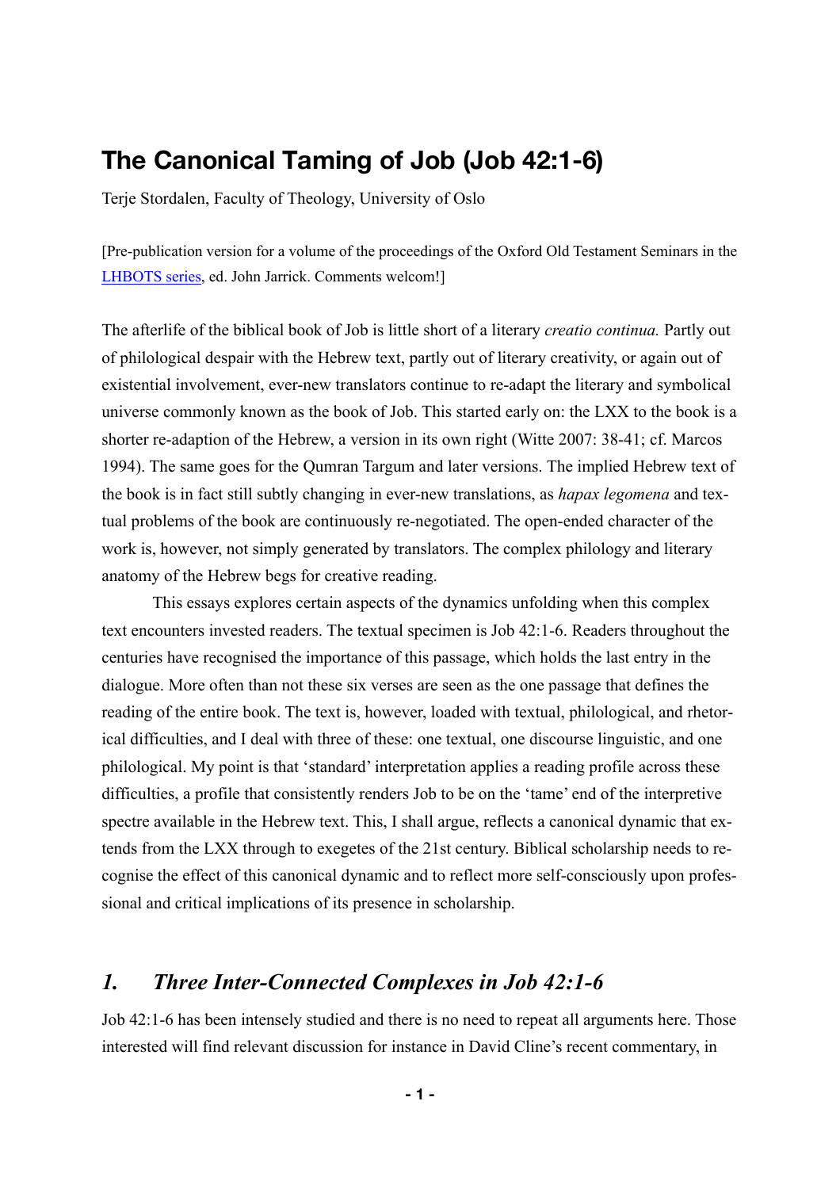# The Canonical Taming of Job (Job 42:1-6)

Terje Stordalen, Faculty of Theology, University of Oslo

[Pre-publication version for a volume of the proceedings of the Oxford Old Testament Seminars in the LHBOTS series, ed. John Jarrick. Comments welcom!]

The afterlife of the biblical book of Job is little short of a literary *creatio continua.* Partly out of philological despair with the Hebrew text, partly out of literary creativity, or again out of existential involvement, ever-new translators continue to re-adapt the literary and symbolical universe commonly known as the book of Job. This started early on: the LXX to the book is a shorter re-adaption of the Hebrew, a version in its own right (Witte 2007: 38-41; cf. Marcos 1994). The same goes for the Qumran Targum and later versions. The implied Hebrew text of the book is in fact still subtly changing in ever-new translations, as *hapax legomena* and textual problems of the book are continuously re-negotiated. The open-ended character of the work is, however, not simply generated by translators. The complex philology and literary anatomy of the Hebrew begs for creative reading.

This essays explores certain aspects of the dynamics unfolding when this complex text encounters invested readers. The textual specimen is Job 42:1-6. Readers throughout the centuries have recognised the importance of this passage, which holds the last entry in the dialogue. More often than not these six verses are seen as the one passage that defines the reading of the entire book. The text is, however, loaded with textual, philological, and rhetorical difficulties, and I deal with three of these: one textual, one discourse linguistic, and one philological. My point is that 'standard' interpretation applies a reading profile across these difficulties, a profile that consistently renders Job to be on the 'tame' end of the interpretive spectre available in the Hebrew text. This, I shall argue, reflects a canonical dynamic that extends from the LXX through to exegetes of the 21st century. Biblical scholarship needs to recognise the effect of this canonical dynamic and to reflect more self-consciously upon professional and critical implications of its presence in scholarship.

## *1. Three Inter-Connected Complexes in Job 42:1-6*

Job 42:1-6 has been intensely studied and there is no need to repeat all arguments here. Those interested will find relevant discussion for instance in David Cline's recent commentary, in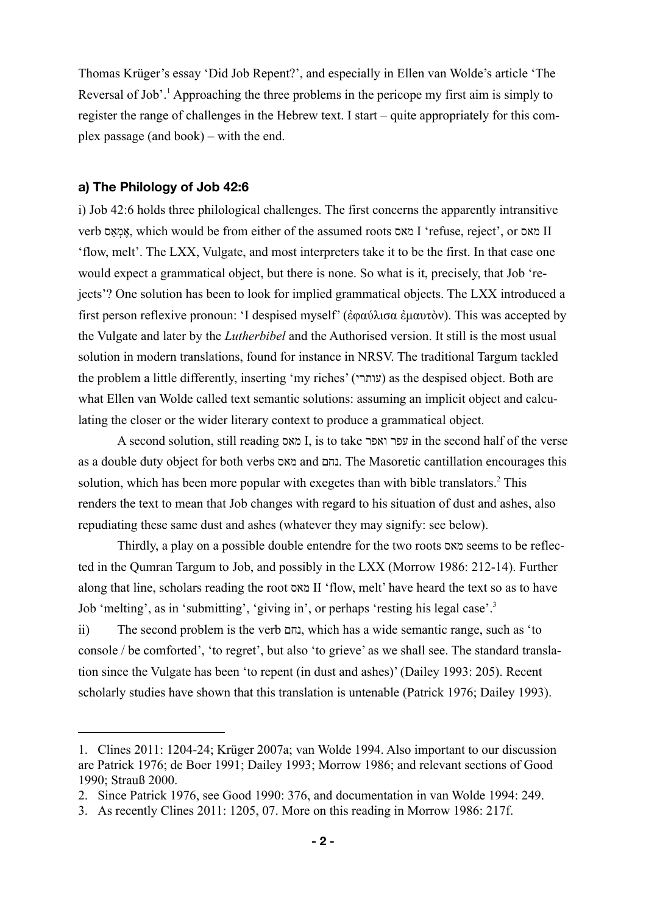Thomas Krüger's essay 'Did Job Repent?', and especially in Ellen van Wolde's article 'The Reversal of Job'.[1] Approaching the three problems in the pericope my first aim is simply to register the range of challenges in the Hebrew text. I start – quite appropriately for this complex passage (and book) – with the end.

#### a) The Philology of Job 42:6

i) Job 42:6 holds three philological challenges. The first concerns the apparently intransitive verb אֶמְאַס, which would be from either of the assumed roots מאס I 'refuse, reject', or מאס II 'flow, melt'. The LXX, Vulgate, and most interpreters take it to be the first. In that case one would expect a grammatical object, but there is none. So what is it, precisely, that Job 'rejects'? One solution has been to look for implied grammatical objects. The LXX introduced a first person reflexive pronoun: 'I despised myself' (ἐφαύλισα ἐμαυτὸν). This was accepted by the Vulgate and later by the *Lutherbibel* and the Authorised version. It still is the most usual solution in modern translations, found for instance in NRSV. The traditional Targum tackled the problem a little differently, inserting 'my riches' (עותרי) as the despised object. Both are what Ellen van Wolde called text semantic solutions: assuming an implicit object and calculating the closer or the wider literary context to produce a grammatical object.

A second solution, still reading מאס I, is to take עפר ואפר in the second half of the verse as a double duty object for both verbs מאס and נחם. The Masoretic cantillation encourages this solution, which has been more popular with exegetes than with bible translators.[2] This renders the text to mean that Job changes with regard to his situation of dust and ashes, also repudiating these same dust and ashes (whatever they may signify: see below).

Thirdly, a play on a possible double entendre for the two roots מאס seems to be reflected in the Qumran Targum to Job, and possibly in the LXX (Morrow 1986: 212-14). Further along that line, scholars reading the root מאס II 'flow, melt' have heard the text so as to have Job 'melting', as in 'submitting', 'giving in', or perhaps 'resting his legal case'.[3]

ii) The second problem is the verb נחם, which has a wide semantic range, such as 'to console / be comforted', 'to regret', but also 'to grieve' as we shall see. The standard translation since the Vulgate has been 'to repent (in dust and ashes)' (Dailey 1993: 205). Recent scholarly studies have shown that this translation is untenable (Patrick 1976; Dailey 1993).

---

1. Clines 2011: 1204-24; Krüger 2007a; van Wolde 1994. Also important to our discussion are Patrick 1976; de Boer 1991; Dailey 1993; Morrow 1986; and relevant sections of Good 1990; Strauß 2000.
2. Since Patrick 1976, see Good 1990: 376, and documentation in van Wolde 1994: 249.
3. As recently Clines 2011: 1205, 07. More on this reading in Morrow 1986: 217f.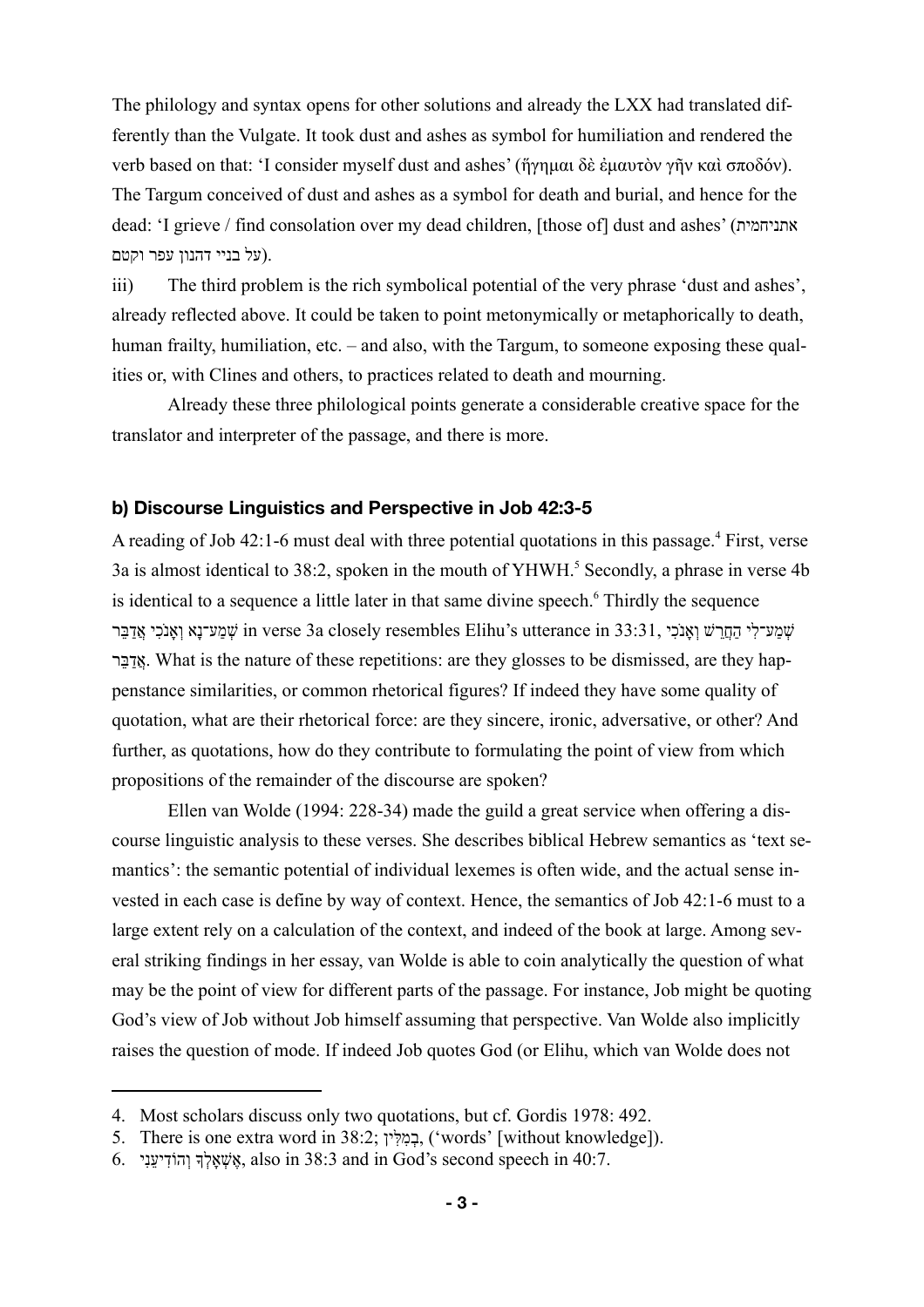The philology and syntax opens for other solutions and already the LXX had translated differently than the Vulgate. It took dust and ashes as symbol for humiliation and rendered the verb based on that: 'I consider myself dust and ashes' (ἥγημαι δὲ ἐμαυτὸν γῆν καὶ σποδόν). The Targum conceived of dust and ashes as a symbol for death and burial, and hence for the dead: 'I grieve / find consolation over my dead children, [those of] dust and ashes' (אתניחמית על בניי דהנון עפר וקטם).

iii) The third problem is the rich symbolical potential of the very phrase 'dust and ashes', already reflected above. It could be taken to point metonymically or metaphorically to death, human frailty, humiliation, etc. – and also, with the Targum, to someone exposing these qualities or, with Clines and others, to practices related to death and mourning.

Already these three philological points generate a considerable creative space for the translator and interpreter of the passage, and there is more.

### b) Discourse Linguistics and Perspective in Job 42:3-5

A reading of Job 42:1-6 must deal with three potential quotations in this passage.[4] First, verse 3a is almost identical to 38:2, spoken in the mouth of YHWH.[5] Secondly, a phrase in verse 4b is identical to a sequence a little later in that same divine speech.[6] Thirdly the sequence שְׁמַע־נָא וְאָנֹכִי אֲדַבֵּר in verse 3a closely resembles Elihu's utterance in 33:31, שְׁמַע־לִי הַחֲרֵשׁ וְאָנֹכִי אֲדַבֵּר. What is the nature of these repetitions: are they glosses to be dismissed, are they happenstance similarities, or common rhetorical figures? If indeed they have some quality of quotation, what are their rhetorical force: are they sincere, ironic, adversative, or other? And further, as quotations, how do they contribute to formulating the point of view from which propositions of the remainder of the discourse are spoken?

Ellen van Wolde (1994: 228-34) made the guild a great service when offering a discourse linguistic analysis to these verses. She describes biblical Hebrew semantics as 'text semantics': the semantic potential of individual lexemes is often wide, and the actual sense invested in each case is define by way of context. Hence, the semantics of Job 42:1-6 must to a large extent rely on a calculation of the context, and indeed of the book at large. Among several striking findings in her essay, van Wolde is able to coin analytically the question of what may be the point of view for different parts of the passage. For instance, Job might be quoting God's view of Job without Job himself assuming that perspective. Van Wolde also implicitly raises the question of mode. If indeed Job quotes God (or Elihu, which van Wolde does not

---

4. Most scholars discuss only two quotations, but cf. Gordis 1978: 492.
5. There is one extra word in 38:2; בְמִלִּין, ('words' [without knowledge]).
6. אֶשְׁאָלְךָ וְהוֹדִיעֵנִי, also in 38:3 and in God's second speech in 40:7.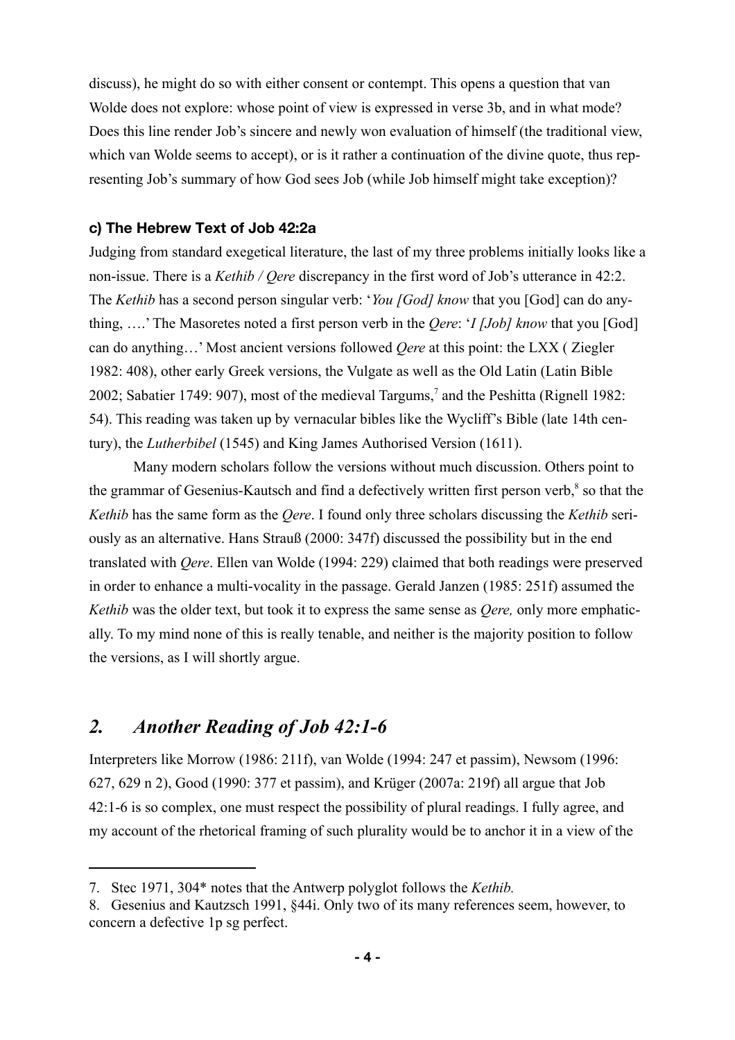discuss), he might do so with either consent or contempt. This opens a question that van Wolde does not explore: whose point of view is expressed in verse 3b, and in what mode? Does this line render Job's sincere and newly won evaluation of himself (the traditional view, which van Wolde seems to accept), or is it rather a continuation of the divine quote, thus representing Job's summary of how God sees Job (while Job himself might take exception)?

#### c) The Hebrew Text of Job 42:2a

Judging from standard exegetical literature, the last of my three problems initially looks like a non-issue. There is a *Kethib / Qere* discrepancy in the first word of Job's utterance in 42:2. The *Kethib* has a second person singular verb: '*You [God] know* that you [God] can do anything, ….' The Masoretes noted a first person verb in the *Qere*: '*I [Job] know* that you [God] can do anything…' Most ancient versions followed *Qere* at this point: the LXX ( Ziegler 1982: 408), other early Greek versions, the Vulgate as well as the Old Latin (Latin Bible 2002; Sabatier 1749: 907), most of the medieval Targums,[7] and the Peshitta (Rignell 1982: 54). This reading was taken up by vernacular bibles like the Wycliff's Bible (late 14th century), the *Lutherbibel* (1545) and King James Authorised Version (1611).

Many modern scholars follow the versions without much discussion. Others point to the grammar of Gesenius-Kautsch and find a defectively written first person verb,[8] so that the *Kethib* has the same form as the *Qere*. I found only three scholars discussing the *Kethib* seriously as an alternative. Hans Strauß (2000: 347f) discussed the possibility but in the end translated with *Qere*. Ellen van Wolde (1994: 229) claimed that both readings were preserved in order to enhance a multi-vocality in the passage. Gerald Janzen (1985: 251f) assumed the *Kethib* was the older text, but took it to express the same sense as *Qere,* only more emphatically. To my mind none of this is really tenable, and neither is the majority position to follow the versions, as I will shortly argue.

## *2. Another Reading of Job 42:1-6*

Interpreters like Morrow (1986: 211f), van Wolde (1994: 247 et passim), Newsom (1996: 627, 629 n 2), Good (1990: 377 et passim), and Krüger (2007a: 219f) all argue that Job 42:1-6 is so complex, one must respect the possibility of plural readings. I fully agree, and my account of the rhetorical framing of such plurality would be to anchor it in a view of the

---

7. Stec 1971, 304* notes that the Antwerp polyglot follows the *Kethib.*

8. Gesenius and Kautzsch 1991, §44i. Only two of its many references seem, however, to concern a defective 1p sg perfect.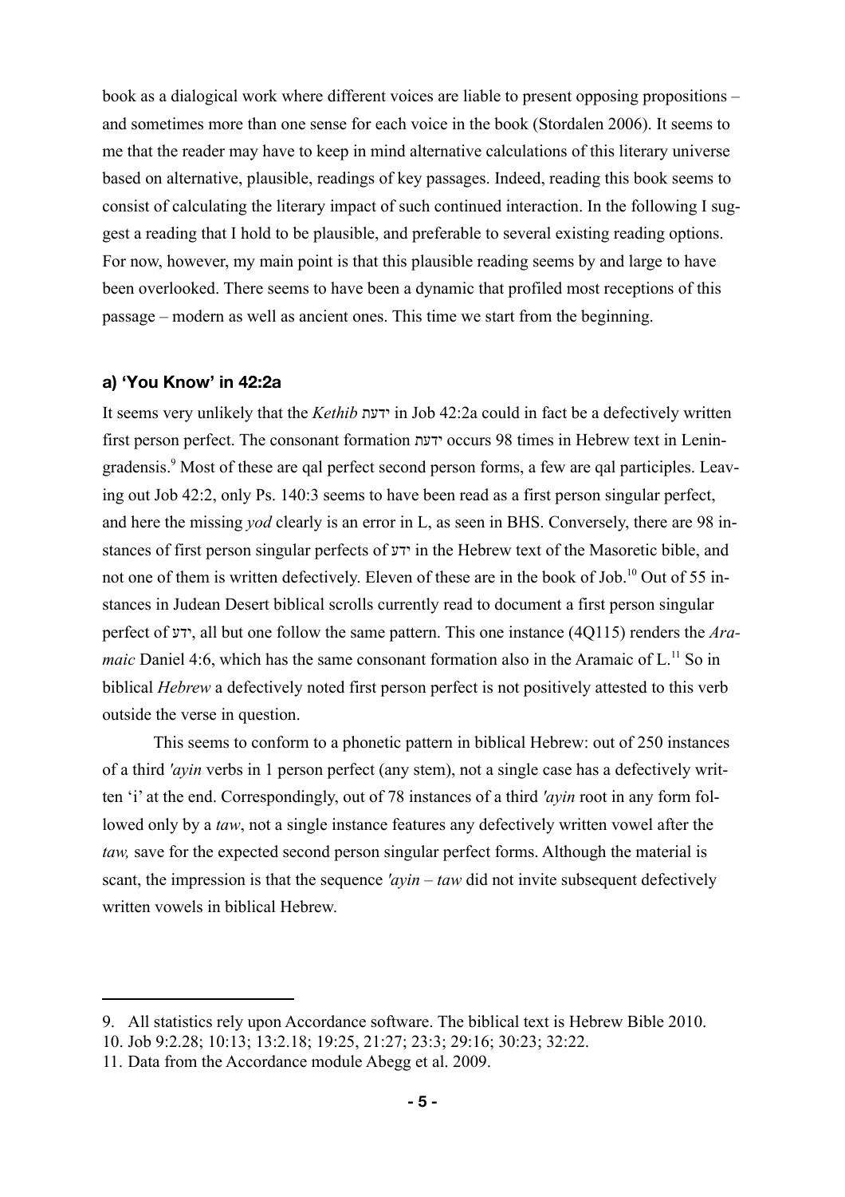book as a dialogical work where different voices are liable to present opposing propositions – and sometimes more than one sense for each voice in the book (Stordalen 2006). It seems to me that the reader may have to keep in mind alternative calculations of this literary universe based on alternative, plausible, readings of key passages. Indeed, reading this book seems to consist of calculating the literary impact of such continued interaction. In the following I suggest a reading that I hold to be plausible, and preferable to several existing reading options. For now, however, my main point is that this plausible reading seems by and large to have been overlooked. There seems to have been a dynamic that profiled most receptions of this passage – modern as well as ancient ones. This time we start from the beginning.

#### a) 'You Know' in 42:2a

It seems very unlikely that the *Kethib* ידעת in Job 42:2a could in fact be a defectively written first person perfect. The consonant formation ידעת occurs 98 times in Hebrew text in Leningradensis.[9] Most of these are qal perfect second person forms, a few are qal participles. Leaving out Job 42:2, only Ps. 140:3 seems to have been read as a first person singular perfect, and here the missing *yod* clearly is an error in L, as seen in BHS. Conversely, there are 98 instances of first person singular perfects of ידע in the Hebrew text of the Masoretic bible, and not one of them is written defectively. Eleven of these are in the book of Job.[10] Out of 55 instances in Judean Desert biblical scrolls currently read to document a first person singular perfect of ידע, all but one follow the same pattern. This one instance (4Q115) renders the *Aramaic* Daniel 4:6, which has the same consonant formation also in the Aramaic of L.[11] So in biblical *Hebrew* a defectively noted first person perfect is not positively attested to this verb outside the verse in question.

This seems to conform to a phonetic pattern in biblical Hebrew: out of 250 instances of a third *'ayin* verbs in 1 person perfect (any stem), not a single case has a defectively written 'i' at the end. Correspondingly, out of 78 instances of a third *'ayin* root in any form followed only by a *taw*, not a single instance features any defectively written vowel after the *taw,* save for the expected second person singular perfect forms. Although the material is scant, the impression is that the sequence *'ayin* – *taw* did not invite subsequent defectively written vowels in biblical Hebrew.

---

9. All statistics rely upon Accordance software. The biblical text is Hebrew Bible 2010.
10. Job 9:2.28; 10:13; 13:2.18; 19:25, 21:27; 23:3; 29:16; 30:23; 32:22.
11. Data from the Accordance module Abegg et al. 2009.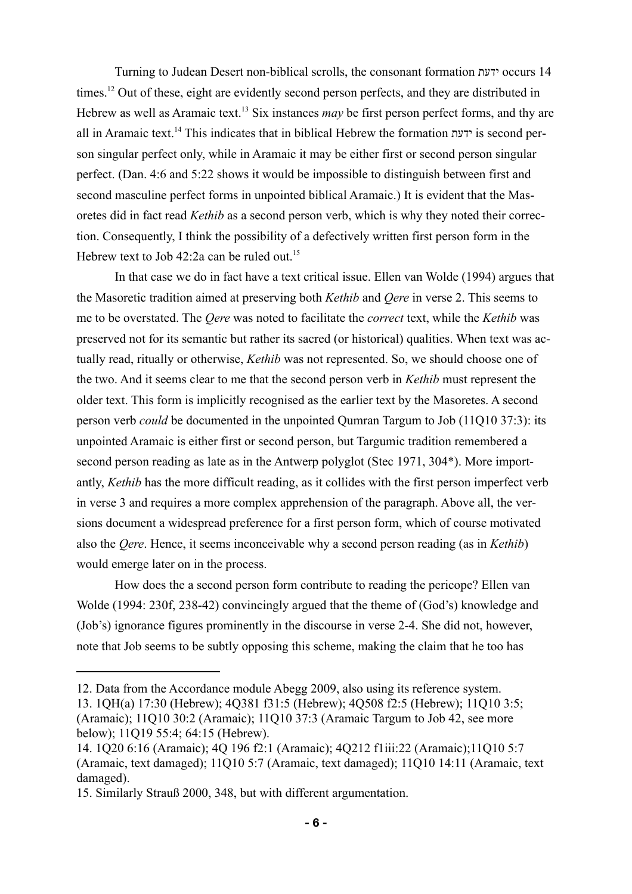Turning to Judean Desert non-biblical scrolls, the consonant formation ידעת occurs 14 times.[12] Out of these, eight are evidently second person perfects, and they are distributed in Hebrew as well as Aramaic text.[13] Six instances *may* be first person perfect forms, and thy are all in Aramaic text.[14] This indicates that in biblical Hebrew the formation ידעת is second person singular perfect only, while in Aramaic it may be either first or second person singular perfect. (Dan. 4:6 and 5:22 shows it would be impossible to distinguish between first and second masculine perfect forms in unpointed biblical Aramaic.) It is evident that the Masoretes did in fact read *Kethib* as a second person verb, which is why they noted their correction. Consequently, I think the possibility of a defectively written first person form in the Hebrew text to Job 42:2a can be ruled out.[15]

In that case we do in fact have a text critical issue. Ellen van Wolde (1994) argues that the Masoretic tradition aimed at preserving both *Kethib* and *Qere* in verse 2. This seems to me to be overstated. The *Qere* was noted to facilitate the *correct* text, while the *Kethib* was preserved not for its semantic but rather its sacred (or historical) qualities. When text was actually read, ritually or otherwise, *Kethib* was not represented. So, we should choose one of the two. And it seems clear to me that the second person verb in *Kethib* must represent the older text. This form is implicitly recognised as the earlier text by the Masoretes. A second person verb *could* be documented in the unpointed Qumran Targum to Job (11Q10 37:3): its unpointed Aramaic is either first or second person, but Targumic tradition remembered a second person reading as late as in the Antwerp polyglot (Stec 1971, 304*). More importantly, *Kethib* has the more difficult reading, as it collides with the first person imperfect verb in verse 3 and requires a more complex apprehension of the paragraph. Above all, the versions document a widespread preference for a first person form, which of course motivated also the *Qere*. Hence, it seems inconceivable why a second person reading (as in *Kethib*) would emerge later on in the process.

How does the a second person form contribute to reading the pericope? Ellen van Wolde (1994: 230f, 238-42) convincingly argued that the theme of (God's) knowledge and (Job's) ignorance figures prominently in the discourse in verse 2-4. She did not, however, note that Job seems to be subtly opposing this scheme, making the claim that he too has

---

12. Data from the Accordance module Abegg 2009, also using its reference system.

13. 1QH(a) 17:30 (Hebrew); 4Q381 f31:5 (Hebrew); 4Q508 f2:5 (Hebrew); 11Q10 3:5; (Aramaic); 11Q10 30:2 (Aramaic); 11Q10 37:3 (Aramaic Targum to Job 42, see more below); 11Q19 55:4; 64:15 (Hebrew).

14. 1Q20 6:16 (Aramaic); 4Q 196 f2:1 (Aramaic); 4Q212 f1iii:22 (Aramaic);11Q10 5:7 (Aramaic, text damaged); 11Q10 5:7 (Aramaic, text damaged); 11Q10 14:11 (Aramaic, text damaged).

15. Similarly Strauß 2000, 348, but with different argumentation.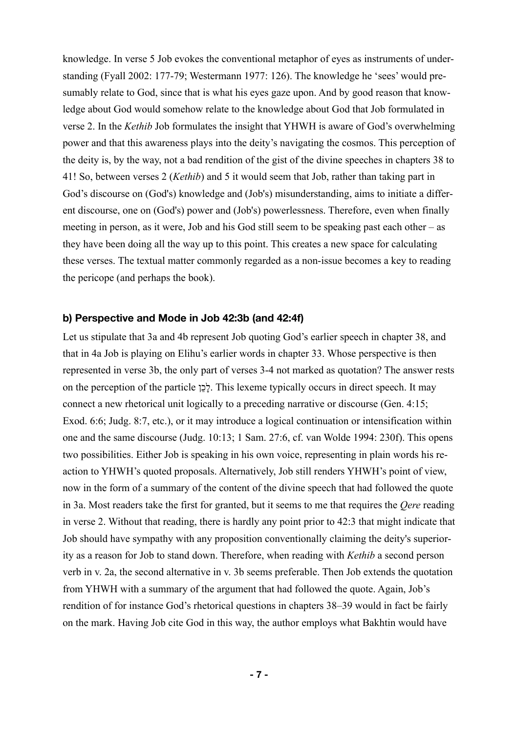knowledge. In verse 5 Job evokes the conventional metaphor of eyes as instruments of understanding (Fyall 2002: 177-79; Westermann 1977: 126). The knowledge he 'sees' would presumably relate to God, since that is what his eyes gaze upon. And by good reason that knowledge about God would somehow relate to the knowledge about God that Job formulated in verse 2. In the *Kethib* Job formulates the insight that YHWH is aware of God's overwhelming power and that this awareness plays into the deity's navigating the cosmos. This perception of the deity is, by the way, not a bad rendition of the gist of the divine speeches in chapters 38 to 41! So, between verses 2 (*Kethib*) and 5 it would seem that Job, rather than taking part in God's discourse on (God's) knowledge and (Job's) misunderstanding, aims to initiate a different discourse, one on (God's) power and (Job's) powerlessness. Therefore, even when finally meeting in person, as it were, Job and his God still seem to be speaking past each other – as they have been doing all the way up to this point. This creates a new space for calculating these verses. The textual matter commonly regarded as a non-issue becomes a key to reading the pericope (and perhaps the book).

### b) Perspective and Mode in Job 42:3b (and 42:4f)

Let us stipulate that 3a and 4b represent Job quoting God's earlier speech in chapter 38, and that in 4a Job is playing on Elihu's earlier words in chapter 33. Whose perspective is then represented in verse 3b, the only part of verses 3-4 not marked as quotation? The answer rests on the perception of the particle לָכֵן. This lexeme typically occurs in direct speech. It may connect a new rhetorical unit logically to a preceding narrative or discourse (Gen. 4:15; Exod. 6:6; Judg. 8:7, etc.), or it may introduce a logical continuation or intensification within one and the same discourse (Judg. 10:13; 1 Sam. 27:6, cf. van Wolde 1994: 230f). This opens two possibilities. Either Job is speaking in his own voice, representing in plain words his reaction to YHWH's quoted proposals. Alternatively, Job still renders YHWH's point of view, now in the form of a summary of the content of the divine speech that had followed the quote in 3a. Most readers take the first for granted, but it seems to me that requires the *Qere* reading in verse 2. Without that reading, there is hardly any point prior to 42:3 that might indicate that Job should have sympathy with any proposition conventionally claiming the deity's superiority as a reason for Job to stand down. Therefore, when reading with *Kethib* a second person verb in v. 2a, the second alternative in v. 3b seems preferable. Then Job extends the quotation from YHWH with a summary of the argument that had followed the quote. Again, Job's rendition of for instance God's rhetorical questions in chapters 38–39 would in fact be fairly on the mark. Having Job cite God in this way, the author employs what Bakhtin would have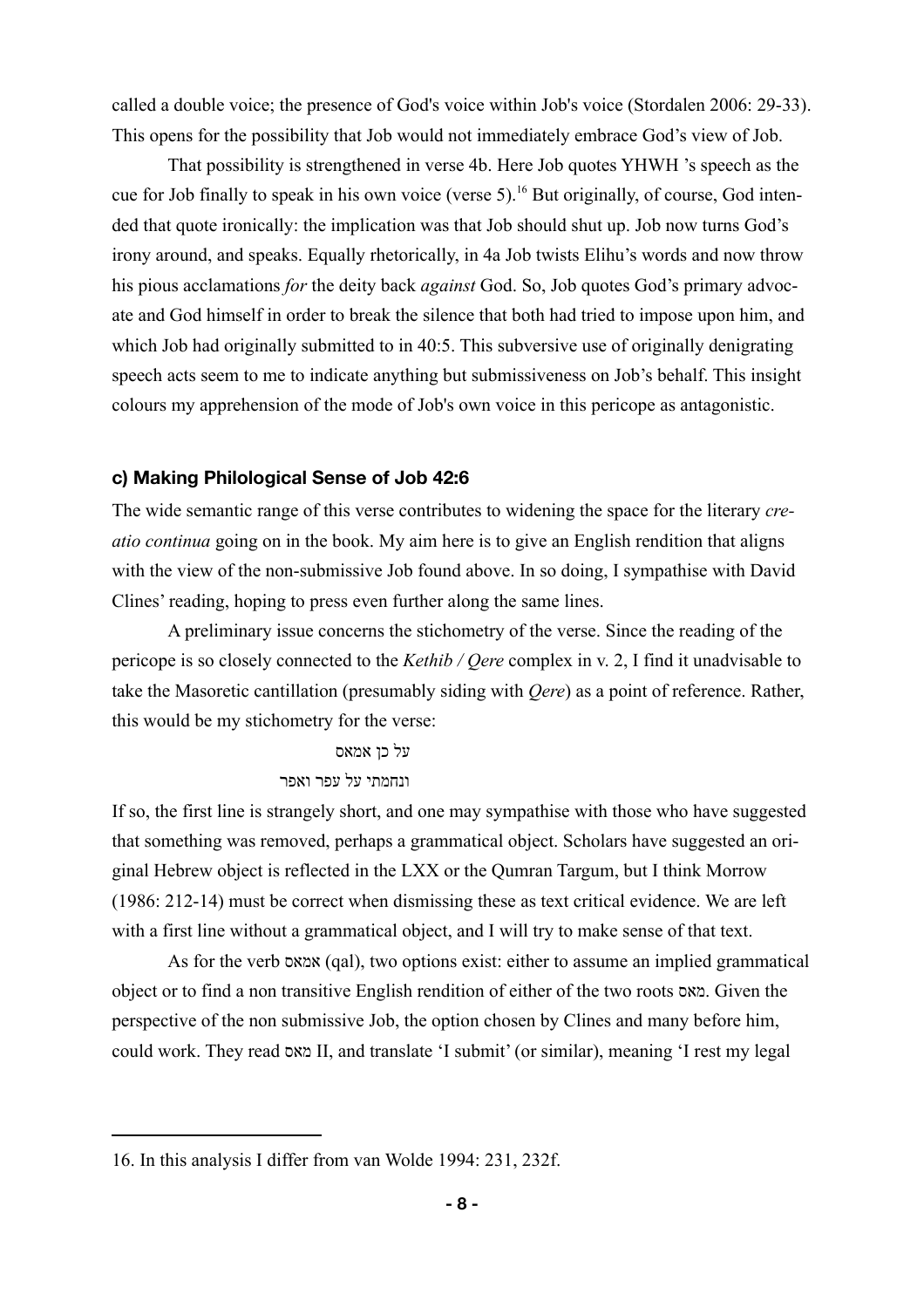called a double voice; the presence of God's voice within Job's voice (Stordalen 2006: 29-33). This opens for the possibility that Job would not immediately embrace God's view of Job.

That possibility is strengthened in verse 4b. Here Job quotes YHWH 's speech as the cue for Job finally to speak in his own voice (verse 5).[16] But originally, of course, God intended that quote ironically: the implication was that Job should shut up. Job now turns God's irony around, and speaks. Equally rhetorically, in 4a Job twists Elihu's words and now throw his pious acclamations *for* the deity back *against* God. So, Job quotes God's primary advocate and God himself in order to break the silence that both had tried to impose upon him, and which Job had originally submitted to in 40:5. This subversive use of originally denigrating speech acts seem to me to indicate anything but submissiveness on Job's behalf. This insight colours my apprehension of the mode of Job's own voice in this pericope as antagonistic.

#### c) Making Philological Sense of Job 42:6

The wide semantic range of this verse contributes to widening the space for the literary *creatio continua* going on in the book. My aim here is to give an English rendition that aligns with the view of the non-submissive Job found above. In so doing, I sympathise with David Clines' reading, hoping to press even further along the same lines.

A preliminary issue concerns the stichometry of the verse. Since the reading of the pericope is so closely connected to the *Kethib / Qere* complex in v. 2, I find it unadvisable to take the Masoretic cantillation (presumably siding with *Qere*) as a point of reference. Rather, this would be my stichometry for the verse:

על כן אמאס
ונחמתי על עפר ואפר

If so, the first line is strangely short, and one may sympathise with those who have suggested that something was removed, perhaps a grammatical object. Scholars have suggested an original Hebrew object is reflected in the LXX or the Qumran Targum, but I think Morrow (1986: 212-14) must be correct when dismissing these as text critical evidence. We are left with a first line without a grammatical object, and I will try to make sense of that text.

As for the verb אמאס (qal), two options exist: either to assume an implied grammatical object or to find a non transitive English rendition of either of the two roots מאס. Given the perspective of the non submissive Job, the option chosen by Clines and many before him, could work. They read מאס II, and translate 'I submit' (or similar), meaning 'I rest my legal

16. In this analysis I differ from van Wolde 1994: 231, 232f.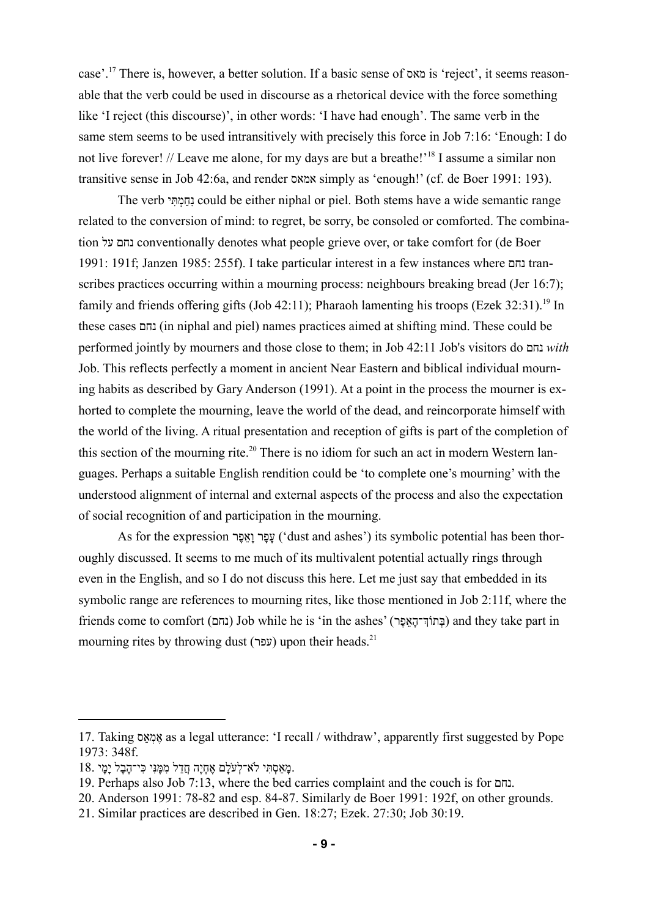case'.[17] There is, however, a better solution. If a basic sense of מאס is 'reject', it seems reasonable that the verb could be used in discourse as a rhetorical device with the force something like 'I reject (this discourse)', in other words: 'I have had enough'. The same verb in the same stem seems to be used intransitively with precisely this force in Job 7:16: 'Enough: I do not live forever! // Leave me alone, for my days are but a breathe!'[18] I assume a similar non transitive sense in Job 42:6a, and render אמאס simply as 'enough!' (cf. de Boer 1991: 193).

The verb נִחַמְתִּי could be either niphal or piel. Both stems have a wide semantic range related to the conversion of mind: to regret, be sorry, be consoled or comforted. The combination נחם על conventionally denotes what people grieve over, or take comfort for (de Boer 1991: 191f; Janzen 1985: 255f). I take particular interest in a few instances where נחם transcribes practices occurring within a mourning process: neighbours breaking bread (Jer 16:7); family and friends offering gifts (Job 42:11); Pharaoh lamenting his troops (Ezek 32:31).[19] In these cases נחם (in niphal and piel) names practices aimed at shifting mind. These could be performed jointly by mourners and those close to them; in Job 42:11 Job's visitors do נחם *with* Job. This reflects perfectly a moment in ancient Near Eastern and biblical individual mourning habits as described by Gary Anderson (1991). At a point in the process the mourner is exhorted to complete the mourning, leave the world of the dead, and reincorporate himself with the world of the living. A ritual presentation and reception of gifts is part of the completion of this section of the mourning rite.[20] There is no idiom for such an act in modern Western languages. Perhaps a suitable English rendition could be 'to complete one's mourning' with the understood alignment of internal and external aspects of the process and also the expectation of social recognition of and participation in the mourning.

As for the expression עָפָר וָאֵפֶר ('dust and ashes') its symbolic potential has been thoroughly discussed. It seems to me much of its multivalent potential actually rings through even in the English, and so I do not discuss this here. Let me just say that embedded in its symbolic range are references to mourning rites, like those mentioned in Job 2:11f, where the friends come to comfort (נחם) Job while he is 'in the ashes' (בְּתוֹךְ־הָאֵפֶר) and they take part in mourning rites by throwing dust (עפר) upon their heads.[21]

---

17. Taking אֶמְאַס as a legal utterance: 'I recall / withdraw', apparently first suggested by Pope 1973: 348f.

18. מָאַסְתִּי לֹא־לְעֹלָם אֶחְיֶה חֲדַל מִמֶּנִּי כִּי־הֶבֶל יָמָי.

19. Perhaps also Job 7:13, where the bed carries complaint and the couch is for נחם.

20. Anderson 1991: 78-82 and esp. 84-87. Similarly de Boer 1991: 192f, on other grounds.

21. Similar practices are described in Gen. 18:27; Ezek. 27:30; Job 30:19.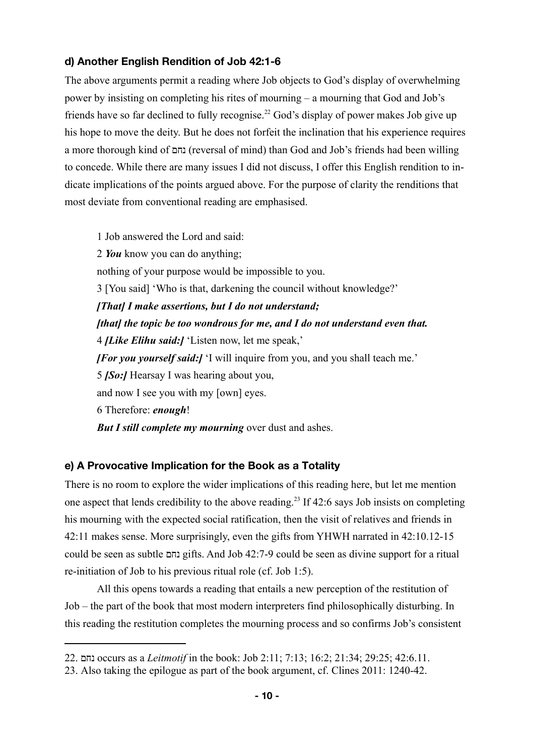### d) Another English Rendition of Job 42:1-6

The above arguments permit a reading where Job objects to God's display of overwhelming power by insisting on completing his rites of mourning – a mourning that God and Job's friends have so far declined to fully recognise.[22] God's display of power makes Job give up his hope to move the deity. But he does not forfeit the inclination that his experience requires a more thorough kind of נחם (reversal of mind) than God and Job's friends had been willing to concede. While there are many issues I did not discuss, I offer this English rendition to indicate implications of the points argued above. For the purpose of clarity the renditions that most deviate from conventional reading are emphasised.

> 1 Job answered the Lord and said:
> 2 ***You*** know you can do anything;
> nothing of your purpose would be impossible to you.
> 3 [You said] 'Who is that, darkening the council without knowledge?'
> ***[That] I make assertions, but I do not understand;***
> ***[that] the topic be too wondrous for me, and I do not understand even that.***
> 4 ***[Like Elihu said:]*** 'Listen now, let me speak,'
> ***[For you yourself said:]*** 'I will inquire from you, and you shall teach me.'
> 5 ***[So:]*** Hearsay I was hearing about you,
> and now I see you with my [own] eyes.
> 6 Therefore: ***enough***!
> ***But I still complete my mourning*** over dust and ashes.

### e) A Provocative Implication for the Book as a Totality

There is no room to explore the wider implications of this reading here, but let me mention one aspect that lends credibility to the above reading.[23] If 42:6 says Job insists on completing his mourning with the expected social ratification, then the visit of relatives and friends in 42:11 makes sense. More surprisingly, even the gifts from YHWH narrated in 42:10.12-15 could be seen as subtle נחם gifts. And Job 42:7-9 could be seen as divine support for a ritual re-initiation of Job to his previous ritual role (cf. Job 1:5).

All this opens towards a reading that entails a new perception of the restitution of Job – the part of the book that most modern interpreters find philosophically disturbing. In this reading the restitution completes the mourning process and so confirms Job's consistent

---

22. נחם occurs as a *Leitmotif* in the book: Job 2:11; 7:13; 16:2; 21:34; 29:25; 42:6.11.

23. Also taking the epilogue as part of the book argument, cf. Clines 2011: 1240-42.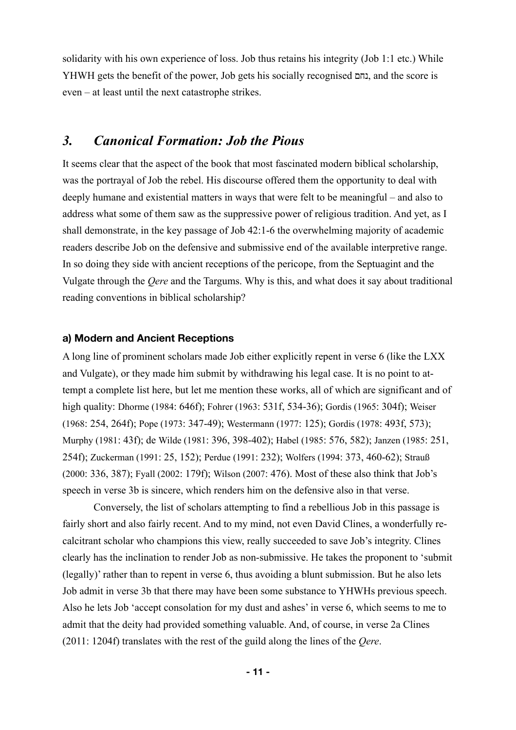solidarity with his own experience of loss. Job thus retains his integrity (Job 1:1 etc.) While YHWH gets the benefit of the power, Job gets his socially recognised נחם, and the score is even – at least until the next catastrophe strikes.

## *3. Canonical Formation: Job the Pious*

It seems clear that the aspect of the book that most fascinated modern biblical scholarship, was the portrayal of Job the rebel. His discourse offered them the opportunity to deal with deeply humane and existential matters in ways that were felt to be meaningful – and also to address what some of them saw as the suppressive power of religious tradition. And yet, as I shall demonstrate, in the key passage of Job 42:1-6 the overwhelming majority of academic readers describe Job on the defensive and submissive end of the available interpretive range. In so doing they side with ancient receptions of the pericope, from the Septuagint and the Vulgate through the *Qere* and the Targums. Why is this, and what does it say about traditional reading conventions in biblical scholarship?

### a) Modern and Ancient Receptions

A long line of prominent scholars made Job either explicitly repent in verse 6 (like the LXX and Vulgate), or they made him submit by withdrawing his legal case. It is no point to attempt a complete list here, but let me mention these works, all of which are significant and of high quality: Dhorme (1984: 646f); Fohrer (1963: 531f, 534-36); Gordis (1965: 304f); Weiser (1968: 254, 264f); Pope (1973: 347-49); Westermann (1977: 125); Gordis (1978: 493f, 573); Murphy (1981: 43f); de Wilde (1981: 396, 398-402); Habel (1985: 576, 582); Janzen (1985: 251, 254f); Zuckerman (1991: 25, 152); Perdue (1991: 232); Wolfers (1994: 373, 460-62); Strauß (2000: 336, 387); Fyall (2002: 179f); Wilson (2007: 476). Most of these also think that Job's speech in verse 3b is sincere, which renders him on the defensive also in that verse.

Conversely, the list of scholars attempting to find a rebellious Job in this passage is fairly short and also fairly recent. And to my mind, not even David Clines, a wonderfully recalcitrant scholar who champions this view, really succeeded to save Job's integrity. Clines clearly has the inclination to render Job as non-submissive. He takes the proponent to 'submit (legally)' rather than to repent in verse 6, thus avoiding a blunt submission. But he also lets Job admit in verse 3b that there may have been some substance to YHWHs previous speech. Also he lets Job 'accept consolation for my dust and ashes' in verse 6, which seems to me to admit that the deity had provided something valuable. And, of course, in verse 2a Clines (2011: 1204f) translates with the rest of the guild along the lines of the *Qere*.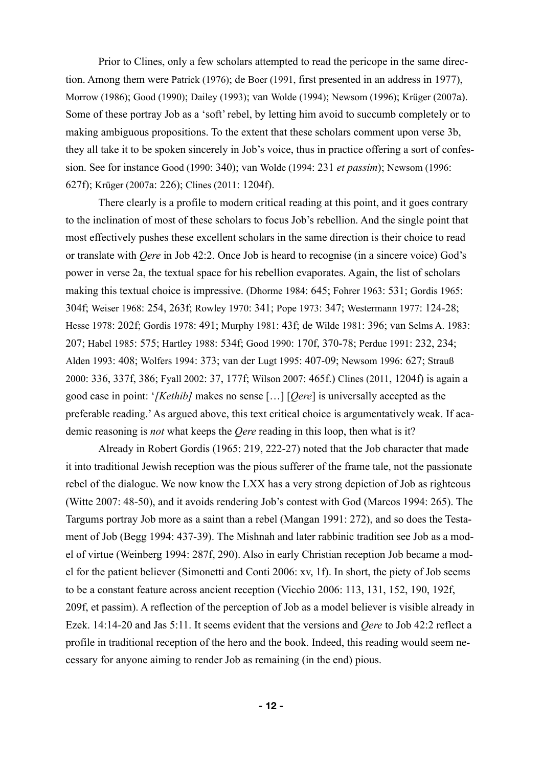Prior to Clines, only a few scholars attempted to read the pericope in the same direction. Among them were Patrick (1976); de Boer (1991, first presented in an address in 1977), Morrow (1986); Good (1990); Dailey (1993); van Wolde (1994); Newsom (1996); Krüger (2007a). Some of these portray Job as a 'soft' rebel, by letting him avoid to succumb completely or to making ambiguous propositions. To the extent that these scholars comment upon verse 3b, they all take it to be spoken sincerely in Job's voice, thus in practice offering a sort of confession. See for instance Good (1990: 340); van Wolde (1994: 231 *et passim*); Newsom (1996: 627f); Krüger (2007a: 226); Clines (2011: 1204f).

There clearly is a profile to modern critical reading at this point, and it goes contrary to the inclination of most of these scholars to focus Job's rebellion. And the single point that most effectively pushes these excellent scholars in the same direction is their choice to read or translate with *Qere* in Job 42:2. Once Job is heard to recognise (in a sincere voice) God's power in verse 2a, the textual space for his rebellion evaporates. Again, the list of scholars making this textual choice is impressive. (Dhorme 1984: 645; Fohrer 1963: 531; Gordis 1965: 304f; Weiser 1968: 254, 263f; Rowley 1970: 341; Pope 1973: 347; Westermann 1977: 124-28; Hesse 1978: 202f; Gordis 1978: 491; Murphy 1981: 43f; de Wilde 1981: 396; van Selms A. 1983: 207; Habel 1985: 575; Hartley 1988: 534f; Good 1990: 170f, 370-78; Perdue 1991: 232, 234; Alden 1993: 408; Wolfers 1994: 373; van der Lugt 1995: 407-09; Newsom 1996: 627; Strauß 2000: 336, 337f, 386; Fyall 2002: 37, 177f; Wilson 2007: 465f.) Clines (2011, 1204f) is again a good case in point: '*[Kethib]* makes no sense […] [*Qere*] is universally accepted as the preferable reading.' As argued above, this text critical choice is argumentatively weak. If academic reasoning is *not* what keeps the *Qere* reading in this loop, then what is it?

Already in Robert Gordis (1965: 219, 222-27) noted that the Job character that made it into traditional Jewish reception was the pious sufferer of the frame tale, not the passionate rebel of the dialogue. We now know the LXX has a very strong depiction of Job as righteous (Witte 2007: 48-50), and it avoids rendering Job's contest with God (Marcos 1994: 265). The Targums portray Job more as a saint than a rebel (Mangan 1991: 272), and so does the Testament of Job (Begg 1994: 437-39). The Mishnah and later rabbinic tradition see Job as a model of virtue (Weinberg 1994: 287f, 290). Also in early Christian reception Job became a model for the patient believer (Simonetti and Conti 2006: xv, 1f). In short, the piety of Job seems to be a constant feature across ancient reception (Vicchio 2006: 113, 131, 152, 190, 192f, 209f, et passim). A reflection of the perception of Job as a model believer is visible already in Ezek. 14:14-20 and Jas 5:11. It seems evident that the versions and *Qere* to Job 42:2 reflect a profile in traditional reception of the hero and the book. Indeed, this reading would seem necessary for anyone aiming to render Job as remaining (in the end) pious.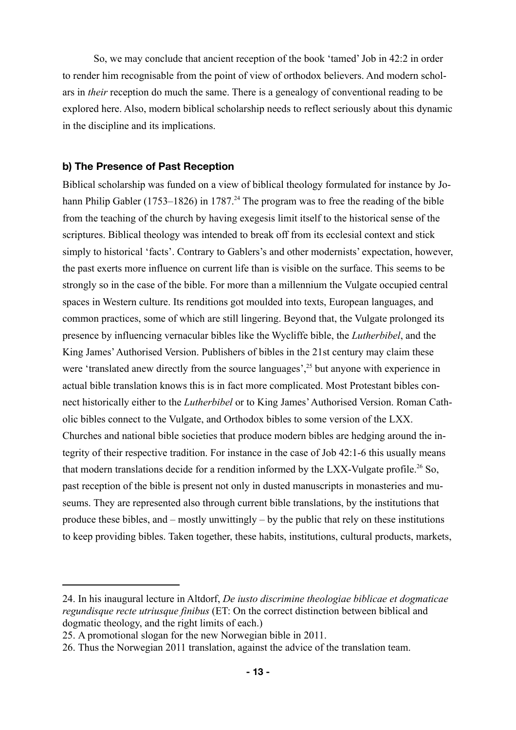So, we may conclude that ancient reception of the book 'tamed' Job in 42:2 in order to render him recognisable from the point of view of orthodox believers. And modern scholars in *their* reception do much the same. There is a genealogy of conventional reading to be explored here. Also, modern biblical scholarship needs to reflect seriously about this dynamic in the discipline and its implications.

### b) The Presence of Past Reception

Biblical scholarship was funded on a view of biblical theology formulated for instance by Johann Philip Gabler (1753–1826) in 1787.[24] The program was to free the reading of the bible from the teaching of the church by having exegesis limit itself to the historical sense of the scriptures. Biblical theology was intended to break off from its ecclesial context and stick simply to historical 'facts'. Contrary to Gablers's and other modernists' expectation, however, the past exerts more influence on current life than is visible on the surface. This seems to be strongly so in the case of the bible. For more than a millennium the Vulgate occupied central spaces in Western culture. Its renditions got moulded into texts, European languages, and common practices, some of which are still lingering. Beyond that, the Vulgate prolonged its presence by influencing vernacular bibles like the Wycliffe bible, the *Lutherbibel*, and the King James' Authorised Version. Publishers of bibles in the 21st century may claim these were 'translated anew directly from the source languages',[25] but anyone with experience in actual bible translation knows this is in fact more complicated. Most Protestant bibles connect historically either to the *Lutherbibel* or to King James' Authorised Version. Roman Catholic bibles connect to the Vulgate, and Orthodox bibles to some version of the LXX. Churches and national bible societies that produce modern bibles are hedging around the integrity of their respective tradition. For instance in the case of Job 42:1-6 this usually means that modern translations decide for a rendition informed by the LXX-Vulgate profile.[26] So, past reception of the bible is present not only in dusted manuscripts in monasteries and museums. They are represented also through current bible translations, by the institutions that produce these bibles, and – mostly unwittingly – by the public that rely on these institutions to keep providing bibles. Taken together, these habits, institutions, cultural products, markets,

---

24. In his inaugural lecture in Altdorf, *De iusto discrimine theologiae biblicae et dogmaticae regundisque recte utriusque finibus* (ET: On the correct distinction between biblical and dogmatic theology, and the right limits of each.)

25. A promotional slogan for the new Norwegian bible in 2011.

26. Thus the Norwegian 2011 translation, against the advice of the translation team.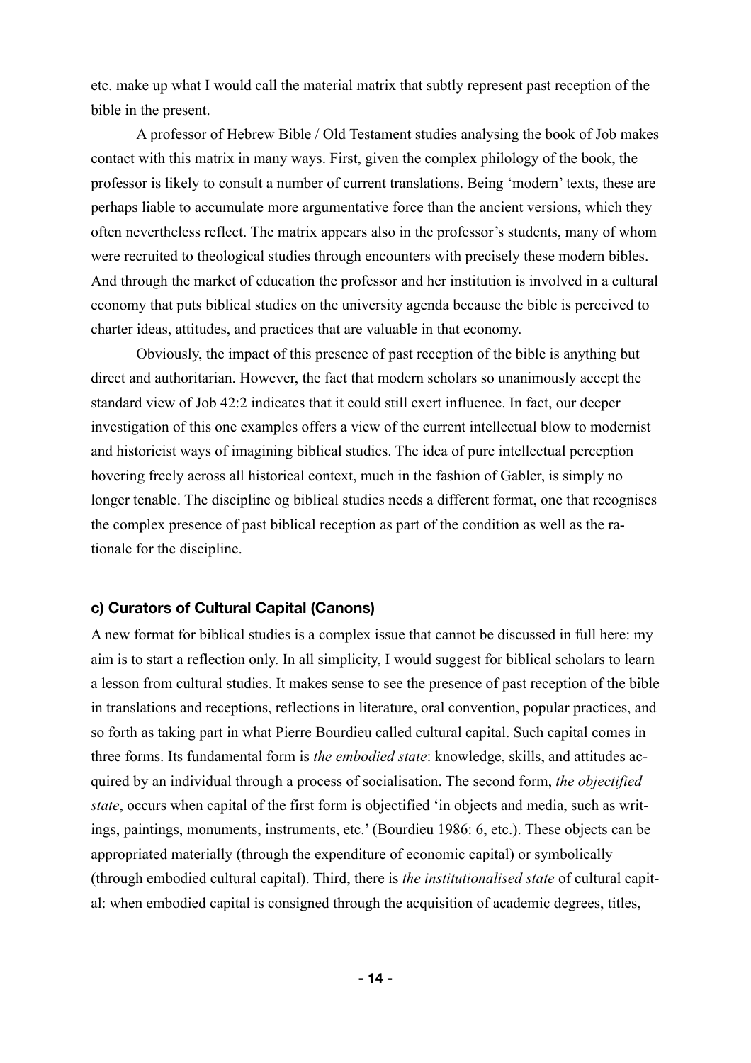etc. make up what I would call the material matrix that subtly represent past reception of the bible in the present.

A professor of Hebrew Bible / Old Testament studies analysing the book of Job makes contact with this matrix in many ways. First, given the complex philology of the book, the professor is likely to consult a number of current translations. Being 'modern' texts, these are perhaps liable to accumulate more argumentative force than the ancient versions, which they often nevertheless reflect. The matrix appears also in the professor's students, many of whom were recruited to theological studies through encounters with precisely these modern bibles. And through the market of education the professor and her institution is involved in a cultural economy that puts biblical studies on the university agenda because the bible is perceived to charter ideas, attitudes, and practices that are valuable in that economy.

Obviously, the impact of this presence of past reception of the bible is anything but direct and authoritarian. However, the fact that modern scholars so unanimously accept the standard view of Job 42:2 indicates that it could still exert influence. In fact, our deeper investigation of this one examples offers a view of the current intellectual blow to modernist and historicist ways of imagining biblical studies. The idea of pure intellectual perception hovering freely across all historical context, much in the fashion of Gabler, is simply no longer tenable. The discipline og biblical studies needs a different format, one that recognises the complex presence of past biblical reception as part of the condition as well as the rationale for the discipline.

### c) Curators of Cultural Capital (Canons)

A new format for biblical studies is a complex issue that cannot be discussed in full here: my aim is to start a reflection only. In all simplicity, I would suggest for biblical scholars to learn a lesson from cultural studies. It makes sense to see the presence of past reception of the bible in translations and receptions, reflections in literature, oral convention, popular practices, and so forth as taking part in what Pierre Bourdieu called cultural capital. Such capital comes in three forms. Its fundamental form is *the embodied state*: knowledge, skills, and attitudes acquired by an individual through a process of socialisation. The second form, *the objectified state*, occurs when capital of the first form is objectified 'in objects and media, such as writings, paintings, monuments, instruments, etc.' (Bourdieu 1986: 6, etc.). These objects can be appropriated materially (through the expenditure of economic capital) or symbolically (through embodied cultural capital). Third, there is *the institutionalised state* of cultural capital: when embodied capital is consigned through the acquisition of academic degrees, titles,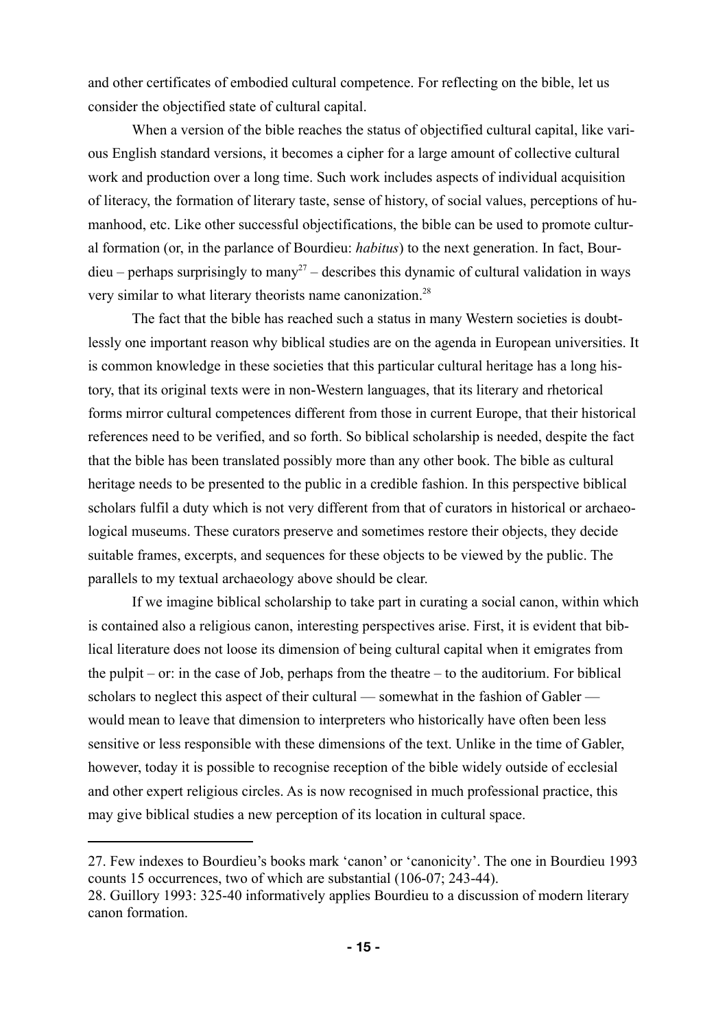and other certificates of embodied cultural competence. For reflecting on the bible, let us consider the objectified state of cultural capital.

When a version of the bible reaches the status of objectified cultural capital, like various English standard versions, it becomes a cipher for a large amount of collective cultural work and production over a long time. Such work includes aspects of individual acquisition of literacy, the formation of literary taste, sense of history, of social values, perceptions of humanhood, etc. Like other successful objectifications, the bible can be used to promote cultural formation (or, in the parlance of Bourdieu: *habitus*) to the next generation. In fact, Bourdieu – perhaps surprisingly to many[27] – describes this dynamic of cultural validation in ways very similar to what literary theorists name canonization.[28]

The fact that the bible has reached such a status in many Western societies is doubtlessly one important reason why biblical studies are on the agenda in European universities. It is common knowledge in these societies that this particular cultural heritage has a long history, that its original texts were in non-Western languages, that its literary and rhetorical forms mirror cultural competences different from those in current Europe, that their historical references need to be verified, and so forth. So biblical scholarship is needed, despite the fact that the bible has been translated possibly more than any other book. The bible as cultural heritage needs to be presented to the public in a credible fashion. In this perspective biblical scholars fulfil a duty which is not very different from that of curators in historical or archaeological museums. These curators preserve and sometimes restore their objects, they decide suitable frames, excerpts, and sequences for these objects to be viewed by the public. The parallels to my textual archaeology above should be clear.

If we imagine biblical scholarship to take part in curating a social canon, within which is contained also a religious canon, interesting perspectives arise. First, it is evident that biblical literature does not loose its dimension of being cultural capital when it emigrates from the pulpit – or: in the case of Job, perhaps from the theatre – to the auditorium. For biblical scholars to neglect this aspect of their cultural — somewhat in the fashion of Gabler — would mean to leave that dimension to interpreters who historically have often been less sensitive or less responsible with these dimensions of the text. Unlike in the time of Gabler, however, today it is possible to recognise reception of the bible widely outside of ecclesial and other expert religious circles. As is now recognised in much professional practice, this may give biblical studies a new perception of its location in cultural space.

---

27. Few indexes to Bourdieu's books mark 'canon' or 'canonicity'. The one in Bourdieu 1993 counts 15 occurrences, two of which are substantial (106-07; 243-44).

28. Guillory 1993: 325-40 informatively applies Bourdieu to a discussion of modern literary canon formation.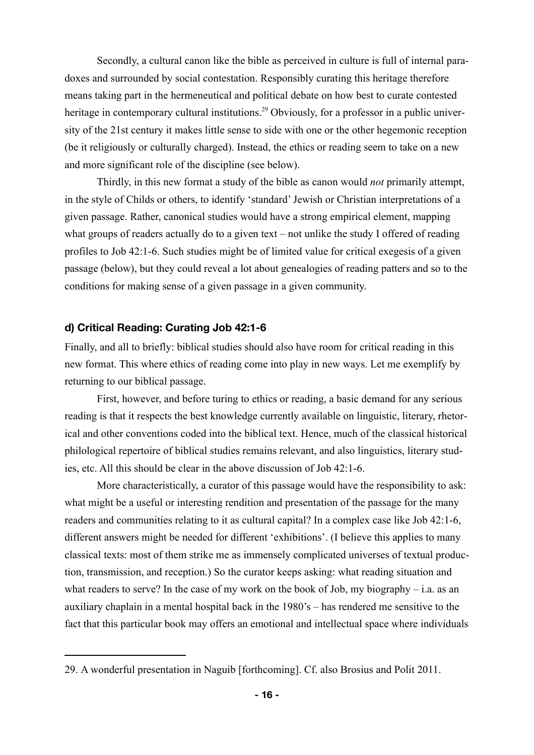Secondly, a cultural canon like the bible as perceived in culture is full of internal paradoxes and surrounded by social contestation. Responsibly curating this heritage therefore means taking part in the hermeneutical and political debate on how best to curate contested heritage in contemporary cultural institutions.[29] Obviously, for a professor in a public university of the 21st century it makes little sense to side with one or the other hegemonic reception (be it religiously or culturally charged). Instead, the ethics or reading seem to take on a new and more significant role of the discipline (see below).

Thirdly, in this new format a study of the bible as canon would *not* primarily attempt, in the style of Childs or others, to identify 'standard' Jewish or Christian interpretations of a given passage. Rather, canonical studies would have a strong empirical element, mapping what groups of readers actually do to a given text – not unlike the study I offered of reading profiles to Job 42:1-6. Such studies might be of limited value for critical exegesis of a given passage (below), but they could reveal a lot about genealogies of reading patters and so to the conditions for making sense of a given passage in a given community.

### d) Critical Reading: Curating Job 42:1-6

Finally, and all to briefly: biblical studies should also have room for critical reading in this new format. This where ethics of reading come into play in new ways. Let me exemplify by returning to our biblical passage.

First, however, and before turing to ethics or reading, a basic demand for any serious reading is that it respects the best knowledge currently available on linguistic, literary, rhetorical and other conventions coded into the biblical text. Hence, much of the classical historical philological repertoire of biblical studies remains relevant, and also linguistics, literary studies, etc. All this should be clear in the above discussion of Job 42:1-6.

More characteristically, a curator of this passage would have the responsibility to ask: what might be a useful or interesting rendition and presentation of the passage for the many readers and communities relating to it as cultural capital? In a complex case like Job 42:1-6, different answers might be needed for different 'exhibitions'. (I believe this applies to many classical texts: most of them strike me as immensely complicated universes of textual production, transmission, and reception.) So the curator keeps asking: what reading situation and what readers to serve? In the case of my work on the book of Job, my biography – i.a. as an auxiliary chaplain in a mental hospital back in the 1980's – has rendered me sensitive to the fact that this particular book may offers an emotional and intellectual space where individuals

---

29. A wonderful presentation in Naguib [forthcoming]. Cf. also Brosius and Polit 2011.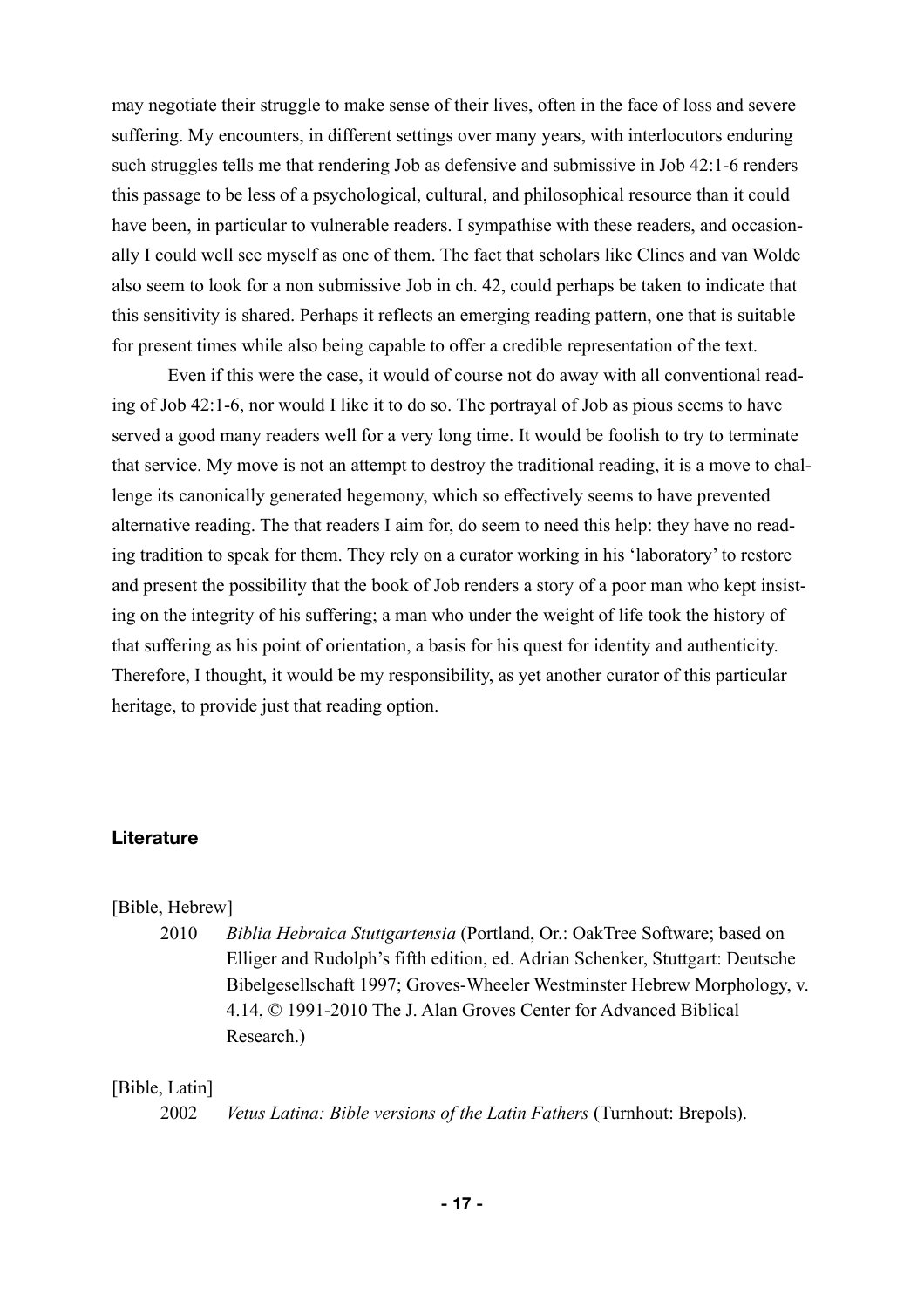may negotiate their struggle to make sense of their lives, often in the face of loss and severe suffering. My encounters, in different settings over many years, with interlocutors enduring such struggles tells me that rendering Job as defensive and submissive in Job 42:1-6 renders this passage to be less of a psychological, cultural, and philosophical resource than it could have been, in particular to vulnerable readers. I sympathise with these readers, and occasionally I could well see myself as one of them. The fact that scholars like Clines and van Wolde also seem to look for a non submissive Job in ch. 42, could perhaps be taken to indicate that this sensitivity is shared. Perhaps it reflects an emerging reading pattern, one that is suitable for present times while also being capable to offer a credible representation of the text.

Even if this were the case, it would of course not do away with all conventional reading of Job 42:1-6, nor would I like it to do so. The portrayal of Job as pious seems to have served a good many readers well for a very long time. It would be foolish to try to terminate that service. My move is not an attempt to destroy the traditional reading, it is a move to challenge its canonically generated hegemony, which so effectively seems to have prevented alternative reading. The that readers I aim for, do seem to need this help: they have no reading tradition to speak for them. They rely on a curator working in his 'laboratory' to restore and present the possibility that the book of Job renders a story of a poor man who kept insisting on the integrity of his suffering; a man who under the weight of life took the history of that suffering as his point of orientation, a basis for his quest for identity and authenticity. Therefore, I thought, it would be my responsibility, as yet another curator of this particular heritage, to provide just that reading option.

## Literature

[Bible, Hebrew]

2010 *Biblia Hebraica Stuttgartensia* (Portland, Or.: OakTree Software; based on Elliger and Rudolph's fifth edition, ed. Adrian Schenker, Stuttgart: Deutsche Bibelgesellschaft 1997; Groves-Wheeler Westminster Hebrew Morphology, v. 4.14, © 1991-2010 The J. Alan Groves Center for Advanced Biblical Research.)

[Bible, Latin]

2002 *Vetus Latina: Bible versions of the Latin Fathers* (Turnhout: Brepols).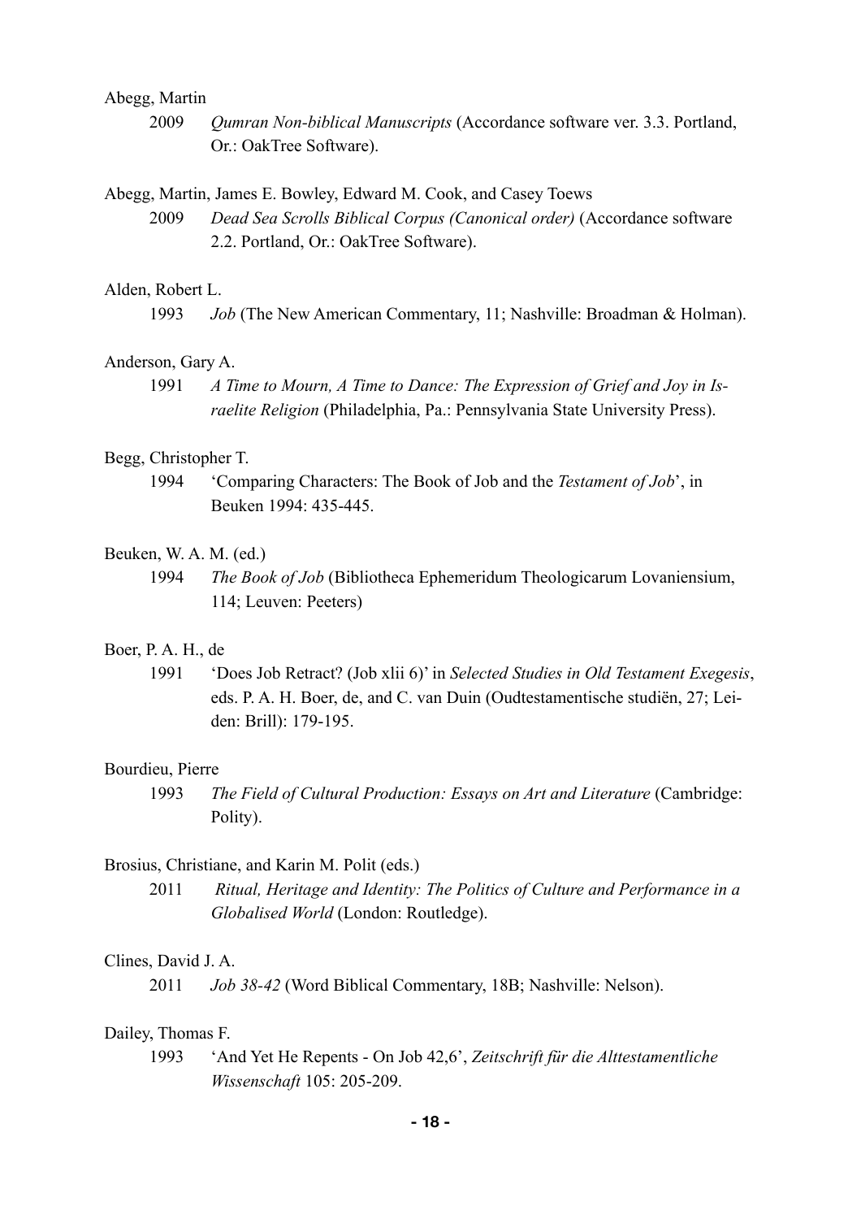Abegg, Martin

2009 *Qumran Non-biblical Manuscripts* (Accordance software ver. 3.3. Portland, Or.: OakTree Software).

Abegg, Martin, James E. Bowley, Edward M. Cook, and Casey Toews

2009 *Dead Sea Scrolls Biblical Corpus (Canonical order)* (Accordance software 2.2. Portland, Or.: OakTree Software).

Alden, Robert L.

1993 *Job* (The New American Commentary, 11; Nashville: Broadman & Holman).

Anderson, Gary A.

1991 *A Time to Mourn, A Time to Dance: The Expression of Grief and Joy in Israelite Religion* (Philadelphia, Pa.: Pennsylvania State University Press).

Begg, Christopher T.

1994 'Comparing Characters: The Book of Job and the *Testament of Job*', in Beuken 1994: 435-445.

Beuken, W. A. M. (ed.)

1994 *The Book of Job* (Bibliotheca Ephemeridum Theologicarum Lovaniensium, 114; Leuven: Peeters)

Boer, P. A. H., de

1991 'Does Job Retract? (Job xlii 6)' in *Selected Studies in Old Testament Exegesis*, eds. P. A. H. Boer, de, and C. van Duin (Oudtestamentische studiën, 27; Leiden: Brill): 179-195.

Bourdieu, Pierre

1993 *The Field of Cultural Production: Essays on Art and Literature* (Cambridge: Polity).

Brosius, Christiane, and Karin M. Polit (eds.)

2011 *Ritual, Heritage and Identity: The Politics of Culture and Performance in a Globalised World* (London: Routledge).

Clines, David J. A.

2011 *Job 38-42* (Word Biblical Commentary, 18B; Nashville: Nelson).

Dailey, Thomas F.

1993 'And Yet He Repents - On Job 42,6', *Zeitschrift für die Alttestamentliche Wissenschaft* 105: 205-209.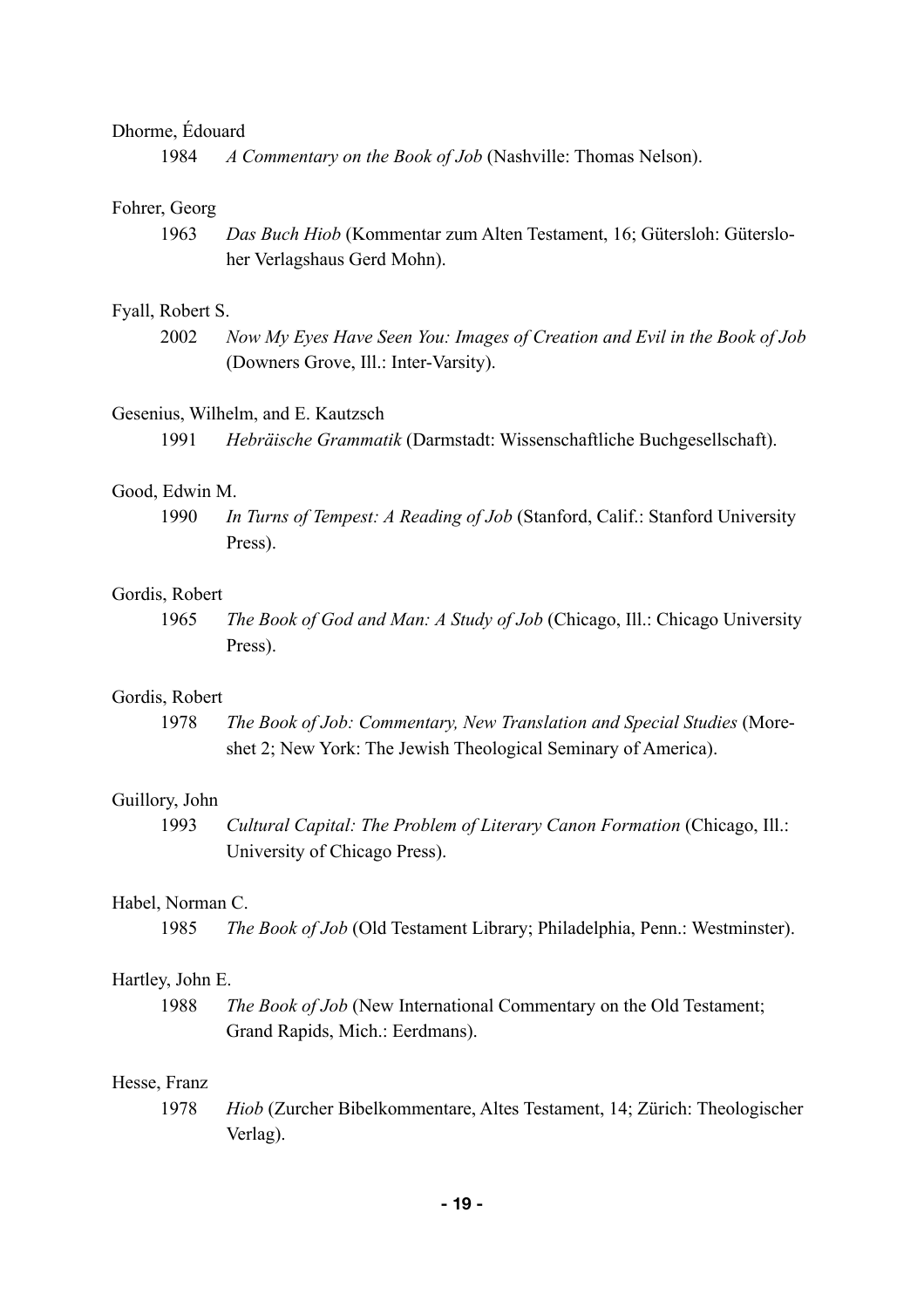Dhorme, Édouard

1984 *A Commentary on the Book of Job* (Nashville: Thomas Nelson).

Fohrer, Georg

1963 *Das Buch Hiob* (Kommentar zum Alten Testament, 16; Gütersloh: Gütersloher Verlagshaus Gerd Mohn).

Fyall, Robert S.

2002 *Now My Eyes Have Seen You: Images of Creation and Evil in the Book of Job* (Downers Grove, Ill.: Inter-Varsity).

Gesenius, Wilhelm, and E. Kautzsch

1991 *Hebräische Grammatik* (Darmstadt: Wissenschaftliche Buchgesellschaft).

Good, Edwin M.

1990 *In Turns of Tempest: A Reading of Job* (Stanford, Calif.: Stanford University Press).

Gordis, Robert

1965 *The Book of God and Man: A Study of Job* (Chicago, Ill.: Chicago University Press).

Gordis, Robert

1978 *The Book of Job: Commentary, New Translation and Special Studies* (Moreshet 2; New York: The Jewish Theological Seminary of America).

Guillory, John

1993 *Cultural Capital: The Problem of Literary Canon Formation* (Chicago, Ill.: University of Chicago Press).

Habel, Norman C.

1985 *The Book of Job* (Old Testament Library; Philadelphia, Penn.: Westminster).

Hartley, John E.

1988 *The Book of Job* (New International Commentary on the Old Testament; Grand Rapids, Mich.: Eerdmans).

Hesse, Franz

1978 *Hiob* (Zurcher Bibelkommentare, Altes Testament, 14; Zürich: Theologischer Verlag).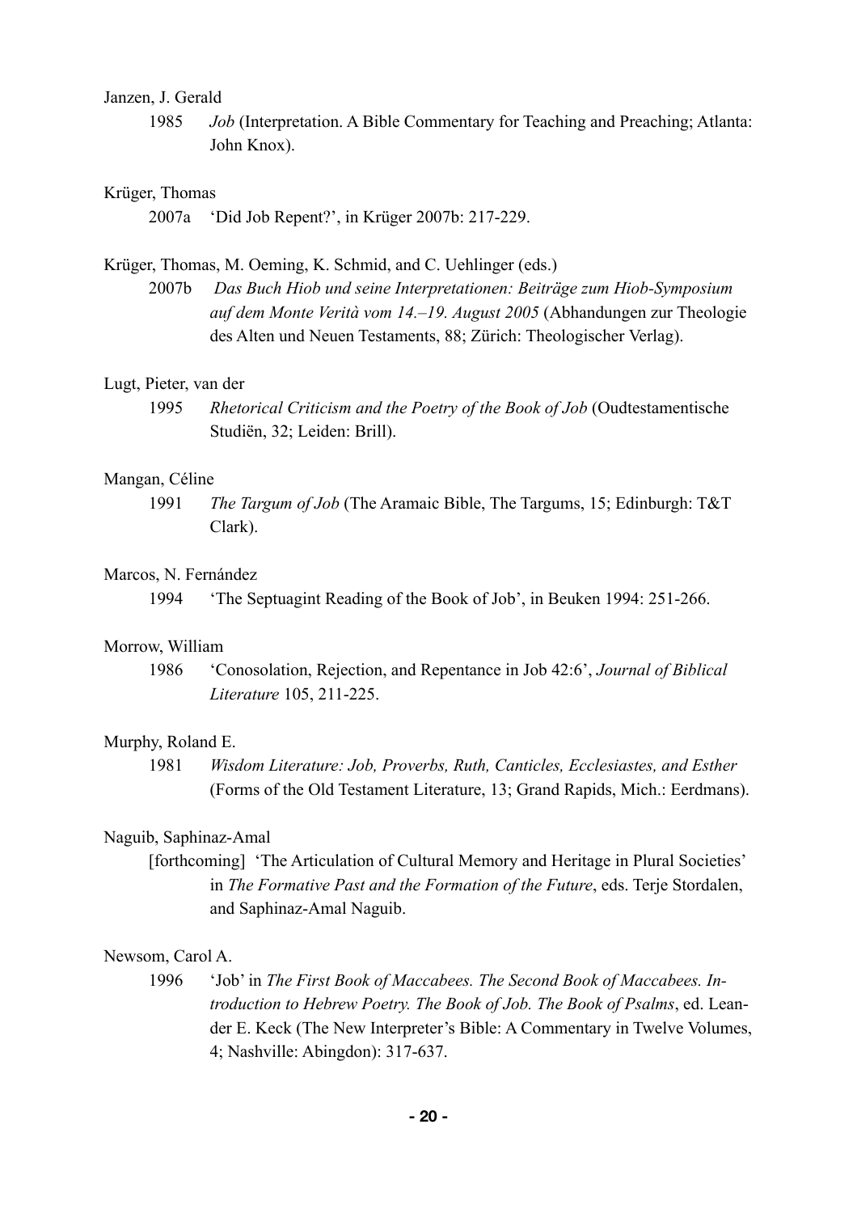Janzen, J. Gerald

1985 *Job* (Interpretation. A Bible Commentary for Teaching and Preaching; Atlanta: John Knox).

Krüger, Thomas

2007a 'Did Job Repent?', in Krüger 2007b: 217-229.

Krüger, Thomas, M. Oeming, K. Schmid, and C. Uehlinger (eds.)

2007b *Das Buch Hiob und seine Interpretationen: Beiträge zum Hiob-Symposium auf dem Monte Verità vom 14.–19. August 2005* (Abhandlungen zur Theologie des Alten und Neuen Testaments, 88; Zürich: Theologischer Verlag).

Lugt, Pieter, van der

1995 *Rhetorical Criticism and the Poetry of the Book of Job* (Oudtestamentische Studiën, 32; Leiden: Brill).

Mangan, Céline

1991 *The Targum of Job* (The Aramaic Bible, The Targums, 15; Edinburgh: T&T Clark).

Marcos, N. Fernández

1994 'The Septuagint Reading of the Book of Job', in Beuken 1994: 251-266.

Morrow, William

1986 'Conosolation, Rejection, and Repentance in Job 42:6', *Journal of Biblical Literature* 105, 211-225.

Murphy, Roland E.

1981 *Wisdom Literature: Job, Proverbs, Ruth, Canticles, Ecclesiastes, and Esther* (Forms of the Old Testament Literature, 13; Grand Rapids, Mich.: Eerdmans).

Naguib, Saphinaz-Amal

[forthcoming] 'The Articulation of Cultural Memory and Heritage in Plural Societies' in *The Formative Past and the Formation of the Future*, eds. Terje Stordalen, and Saphinaz-Amal Naguib.

Newsom, Carol A.

1996 'Job' in *The First Book of Maccabees. The Second Book of Maccabees. Introduction to Hebrew Poetry. The Book of Job. The Book of Psalms*, ed. Leander E. Keck (The New Interpreter's Bible: A Commentary in Twelve Volumes, 4; Nashville: Abingdon): 317-637.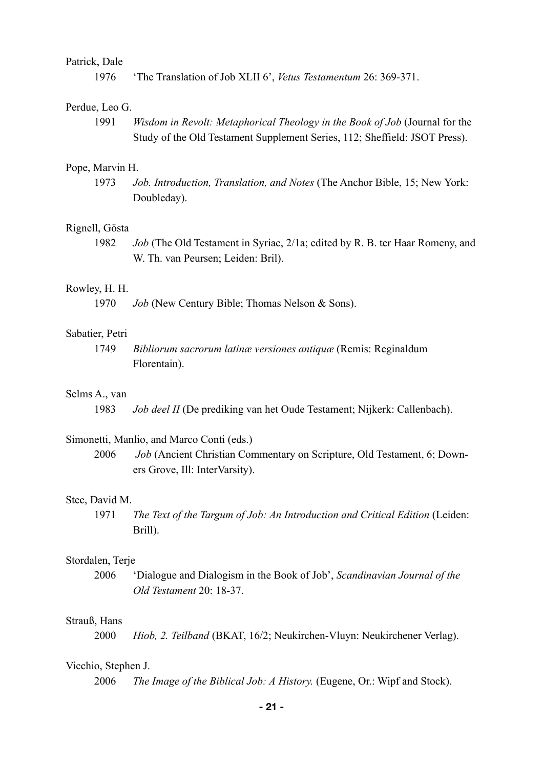Patrick, Dale

1976 'The Translation of Job XLII 6', *Vetus Testamentum* 26: 369-371.

Perdue, Leo G.

1991 *Wisdom in Revolt: Metaphorical Theology in the Book of Job* (Journal for the Study of the Old Testament Supplement Series, 112; Sheffield: JSOT Press).

Pope, Marvin H.

1973 *Job. Introduction, Translation, and Notes* (The Anchor Bible, 15; New York: Doubleday).

Rignell, Gösta

1982 *Job* (The Old Testament in Syriac, 2/1a; edited by R. B. ter Haar Romeny, and W. Th. van Peursen; Leiden: Bril).

Rowley, H. H.

1970 *Job* (New Century Bible; Thomas Nelson & Sons).

Sabatier, Petri

1749 *Bibliorum sacrorum latinæ versiones antiquæ* (Remis: Reginaldum Florentain).

Selms A., van

1983 *Job deel II* (De prediking van het Oude Testament; Nijkerk: Callenbach).

Simonetti, Manlio, and Marco Conti (eds.)

2006 *Job* (Ancient Christian Commentary on Scripture, Old Testament, 6; Downers Grove, Ill: InterVarsity).

Stec, David M.

1971 *The Text of the Targum of Job: An Introduction and Critical Edition* (Leiden: Brill).

Stordalen, Terje

2006 'Dialogue and Dialogism in the Book of Job', *Scandinavian Journal of the Old Testament* 20: 18-37.

Strauß, Hans

2000 *Hiob, 2. Teilband* (BKAT, 16/2; Neukirchen-Vluyn: Neukirchener Verlag).

Vicchio, Stephen J.

2006 *The Image of the Biblical Job: A History.* (Eugene, Or.: Wipf and Stock).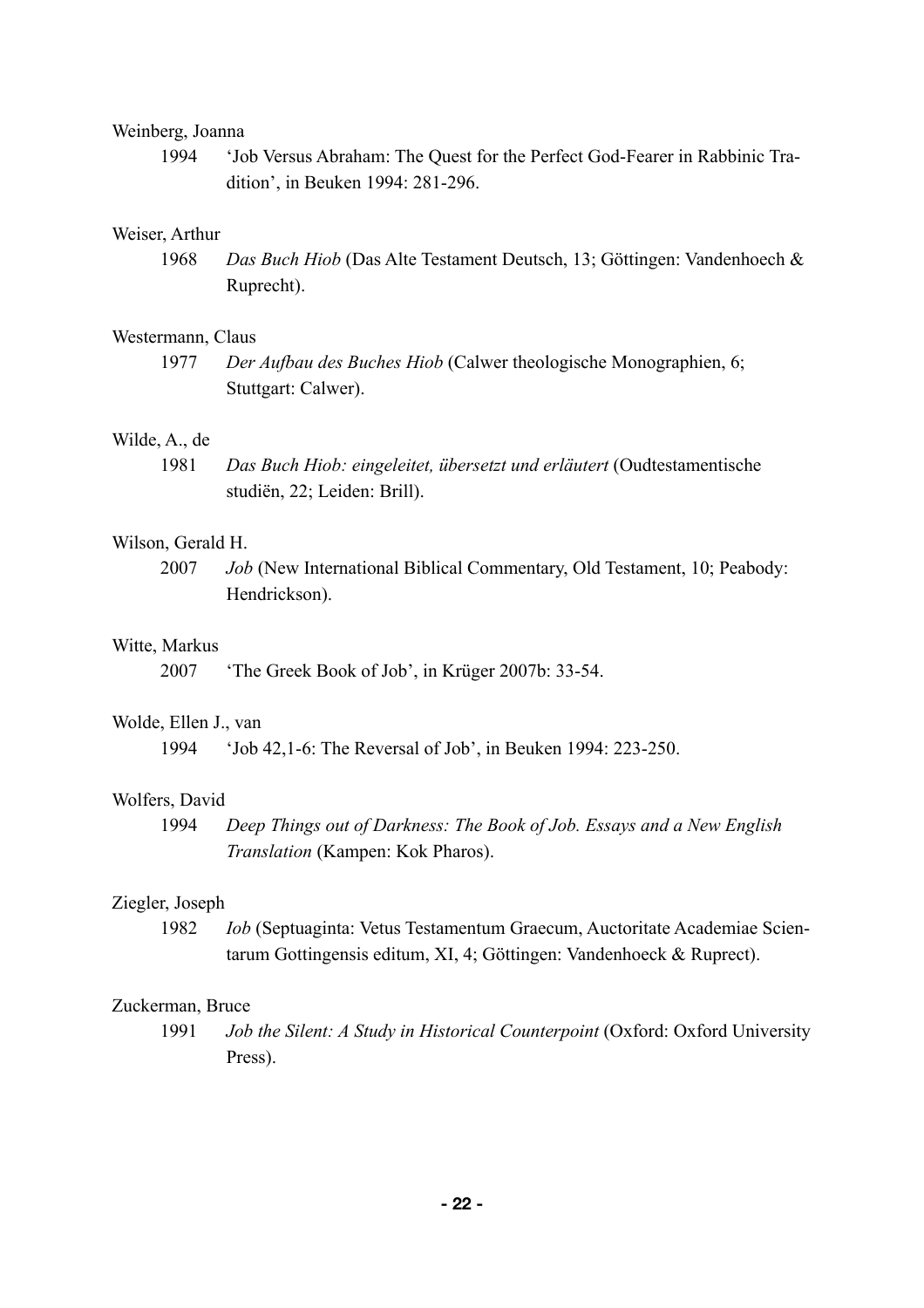Weinberg, Joanna

1994 ‘Job Versus Abraham: The Quest for the Perfect God-Fearer in Rabbinic Tradition’, in Beuken 1994: 281-296.

Weiser, Arthur

1968 *Das Buch Hiob* (Das Alte Testament Deutsch, 13; Göttingen: Vandenhoech & Ruprecht).

Westermann, Claus

1977 *Der Aufbau des Buches Hiob* (Calwer theologische Monographien, 6; Stuttgart: Calwer).

Wilde, A., de

1981 *Das Buch Hiob: eingeleitet, übersetzt und erläutert* (Oudtestamentische studiën, 22; Leiden: Brill).

Wilson, Gerald H.

2007 *Job* (New International Biblical Commentary, Old Testament, 10; Peabody: Hendrickson).

Witte, Markus

2007 ‘The Greek Book of Job’, in Krüger 2007b: 33-54.

Wolde, Ellen J., van

1994 ‘Job 42,1-6: The Reversal of Job’, in Beuken 1994: 223-250.

Wolfers, David

1994 *Deep Things out of Darkness: The Book of Job. Essays and a New English Translation* (Kampen: Kok Pharos).

Ziegler, Joseph

1982 *Iob* (Septuaginta: Vetus Testamentum Graecum, Auctoritate Academiae Scientarum Gottingensis editum, XI, 4; Göttingen: Vandenhoeck & Ruprect).

Zuckerman, Bruce

1991 *Job the Silent: A Study in Historical Counterpoint* (Oxford: Oxford University Press).